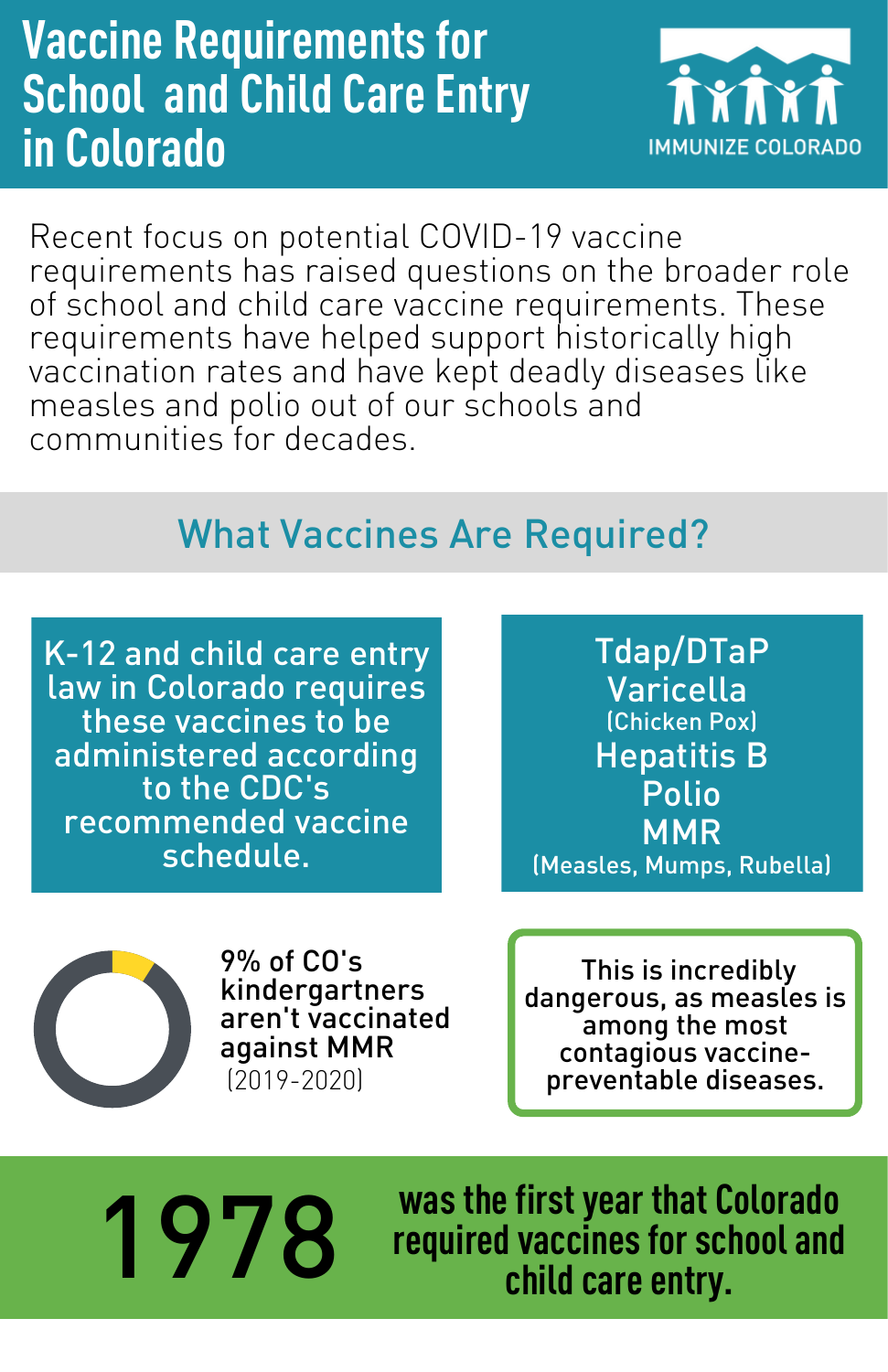# Vaccine Requirements for School and Child Care Entry in Colorado

IMMUNIZE COLORADO

Recent focus on potential COVID-19 vaccine requirements has raised questions on the broader role of school and child care vaccine requirements. These requirements have helped support historically high vaccination rates and have kept deadly diseases like measles and polio out of our schools and communities for decades.

## What Vaccines Are Required?

K-12 and child care entry law in Colorado requires these vaccines to be administered according to the CDC's recommended vaccine schedule.

- Tdap/DTaP
- Varicella (Chicken Pox)
- Hepatitis B
- Polio
- MMR (Measles, Mumps, Rubella)

9% of CO's kindergartners aren't vaccinated against MMR (2019-2020)

This is incredibly dangerous, as measles is among the most contagious vaccine-preventable diseases.

**1978** was the first year that Colorado required vaccines for school and child care entry.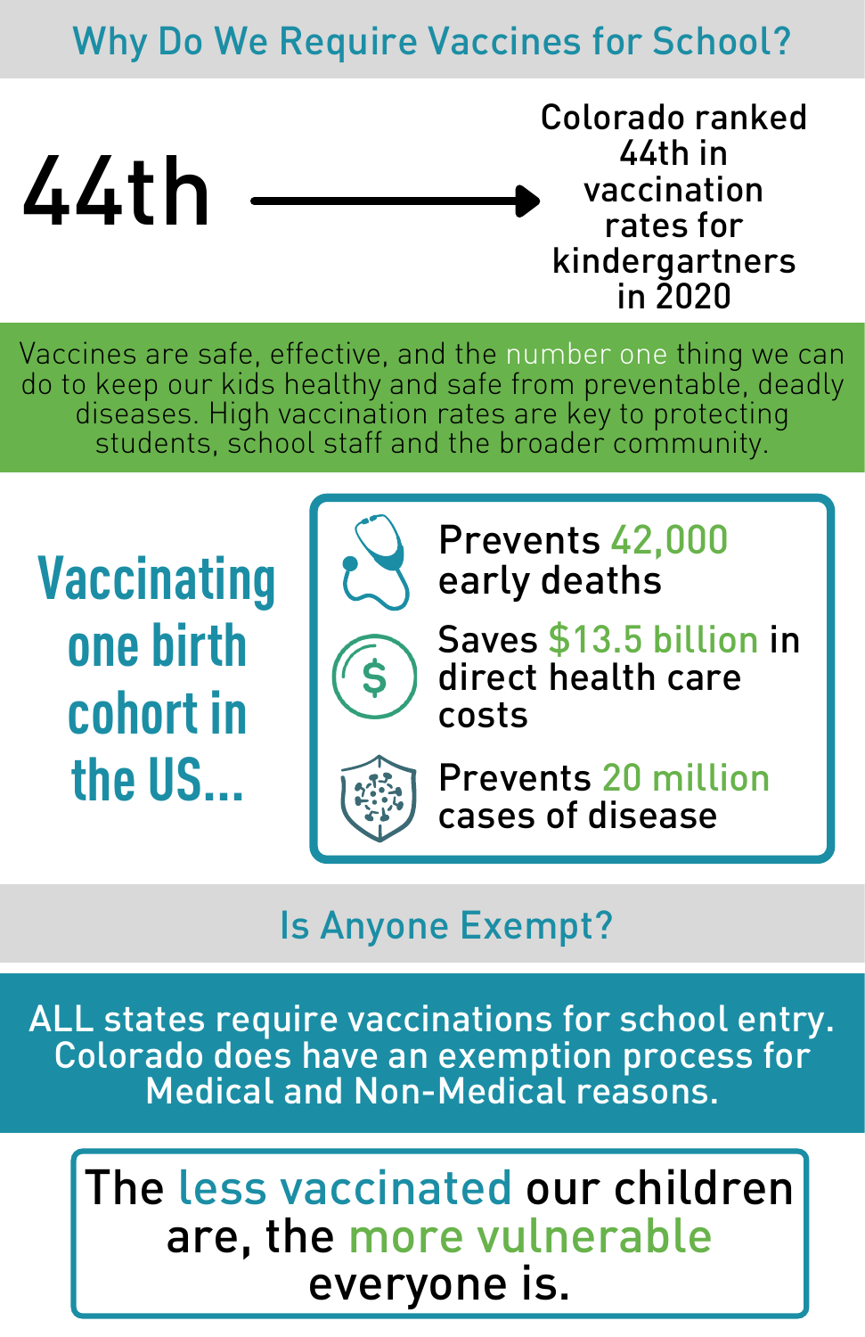## Why Do We Require Vaccines for School?

**44th** → Colorado ranked 44th in vaccination rates for kindergartners in 2020

Vaccines are safe, effective, and the number one thing we can do to keep our kids healthy and safe from preventable, deadly diseases. High vaccination rates are key to protecting students, school staff and the broader community.

### Vaccinating one birth cohort in the US...

- Prevents 42,000 early deaths
- Saves $13.5 billion in direct health care costs
- Prevents 20 million cases of disease

## Is Anyone Exempt?

ALL states require vaccinations for school entry. Colorado does have an exemption process for Medical and Non-Medical reasons.

**The less vaccinated our children are, the more vulnerable everyone is.**